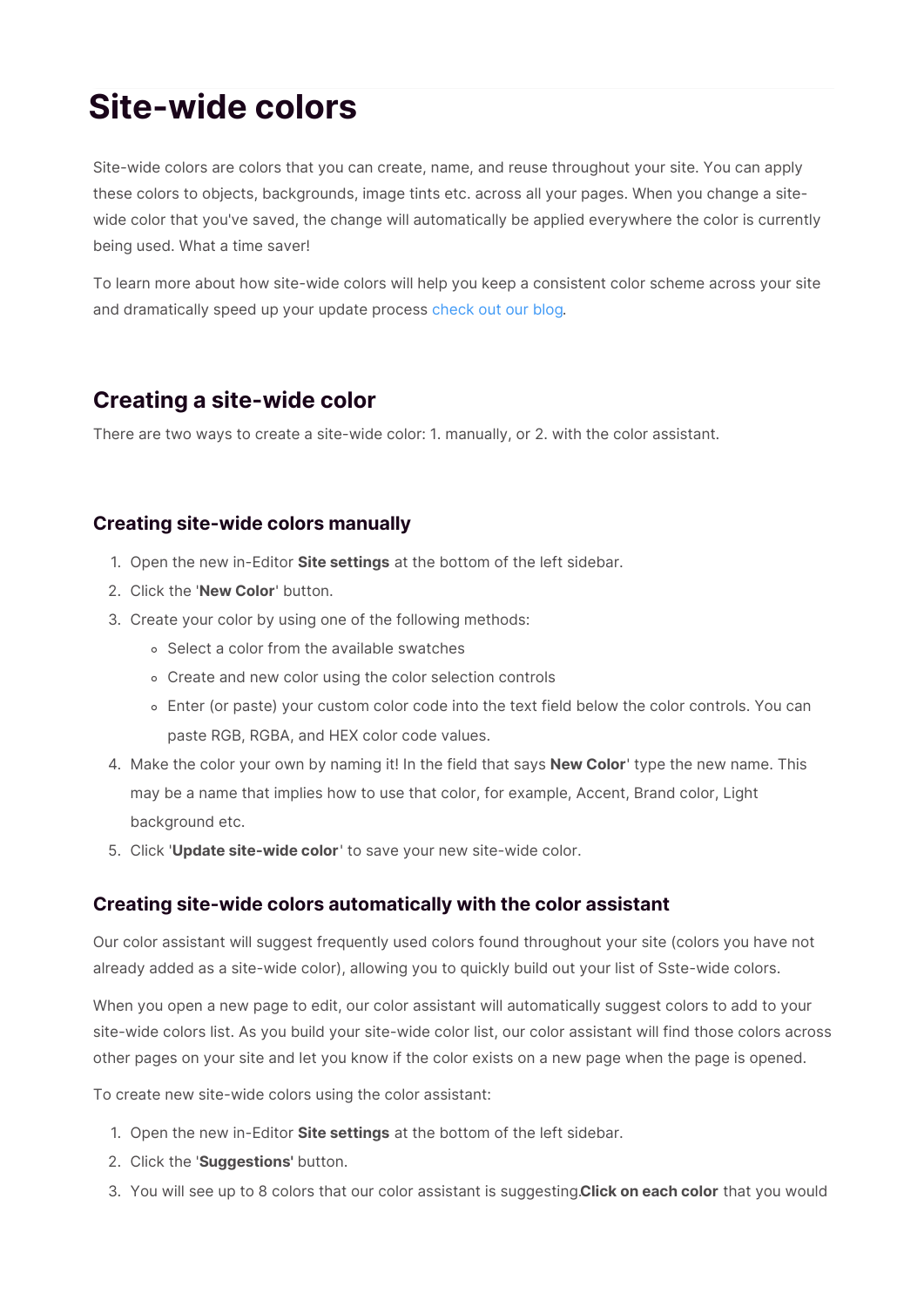# Site-wide colors

Site-wide colors are colors that you can create, name, and reuse throughout your site. You can apply these colors to objects, backgrounds, image tints etc. across all your pages. When you change a site-wide color that you've saved, the change will automatically be applied everywhere the color is currently being used. What a time saver!

To learn more about how site-wide colors will help you keep a consistent color scheme across your site and dramatically speed up your update process check out our blog.

## Creating a site-wide color

There are two ways to create a site-wide color: 1. manually, or 2. with the color assistant.

### Creating site-wide colors manually

1. Open the new in-Editor **Site settings** at the bottom of the left sidebar.
2. Click the '**New Color**' button.
3. Create your color by using one of the following methods:
   - Select a color from the available swatches
   - Create and new color using the color selection controls
   - Enter (or paste) your custom color code into the text field below the color controls. You can paste RGB, RGBA, and HEX color code values.
4. Make the color your own by naming it! In the field that says **New Color**' type the new name. This may be a name that implies how to use that color, for example, Accent, Brand color, Light background etc.
5. Click '**Update site-wide color**' to save your new site-wide color.

### Creating site-wide colors automatically with the color assistant

Our color assistant will suggest frequently used colors found throughout your site (colors you have not already added as a site-wide color), allowing you to quickly build out your list of Sste-wide colors.

When you open a new page to edit, our color assistant will automatically suggest colors to add to your site-wide colors list. As you build your site-wide color list, our color assistant will find those colors across other pages on your site and let you know if the color exists on a new page when the page is opened.

To create new site-wide colors using the color assistant:

1. Open the new in-Editor **Site settings** at the bottom of the left sidebar.
2. Click the '**Suggestions'** button.
3. You will see up to 8 colors that our color assistant is suggesting.**Click on each color** that you would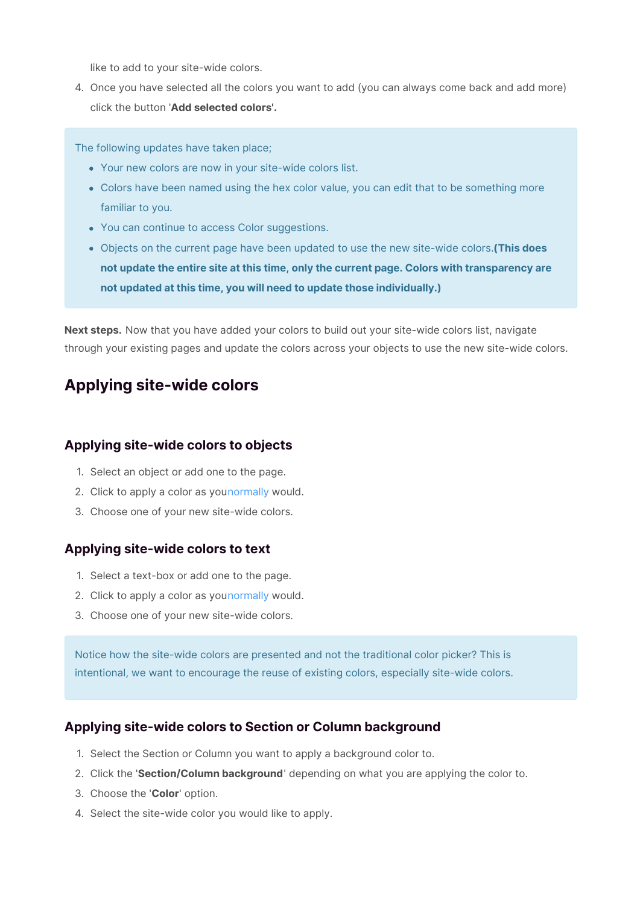like to add to your site-wide colors.

4. Once you have selected all the colors you want to add (you can always come back and add more) click the button '**Add selected colors'.**

> The following updates have taken place;
>
> - Your new colors are now in your site-wide colors list.
> - Colors have been named using the hex color value, you can edit that to be something more familiar to you.
> - You can continue to access Color suggestions.
> - Objects on the current page have been updated to use the new site-wide colors.**(This does not update the entire site at this time, only the current page. Colors with transparency are not updated at this time, you will need to update those individually.)**

**Next steps.** Now that you have added your colors to build out your site-wide colors list, navigate through your existing pages and update the colors across your objects to use the new site-wide colors.

## Applying site-wide colors

### Applying site-wide colors to objects

1. Select an object or add one to the page.
2. Click to apply a color as younormally would.
3. Choose one of your new site-wide colors.

### Applying site-wide colors to text

1. Select a text-box or add one to the page.
2. Click to apply a color as younormally would.
3. Choose one of your new site-wide colors.

> Notice how the site-wide colors are presented and not the traditional color picker? This is intentional, we want to encourage the reuse of existing colors, especially site-wide colors.

### Applying site-wide colors to Section or Column background

1. Select the Section or Column you want to apply a background color to.
2. Click the '**Section/Column background**' depending on what you are applying the color to.
3. Choose the '**Color**' option.
4. Select the site-wide color you would like to apply.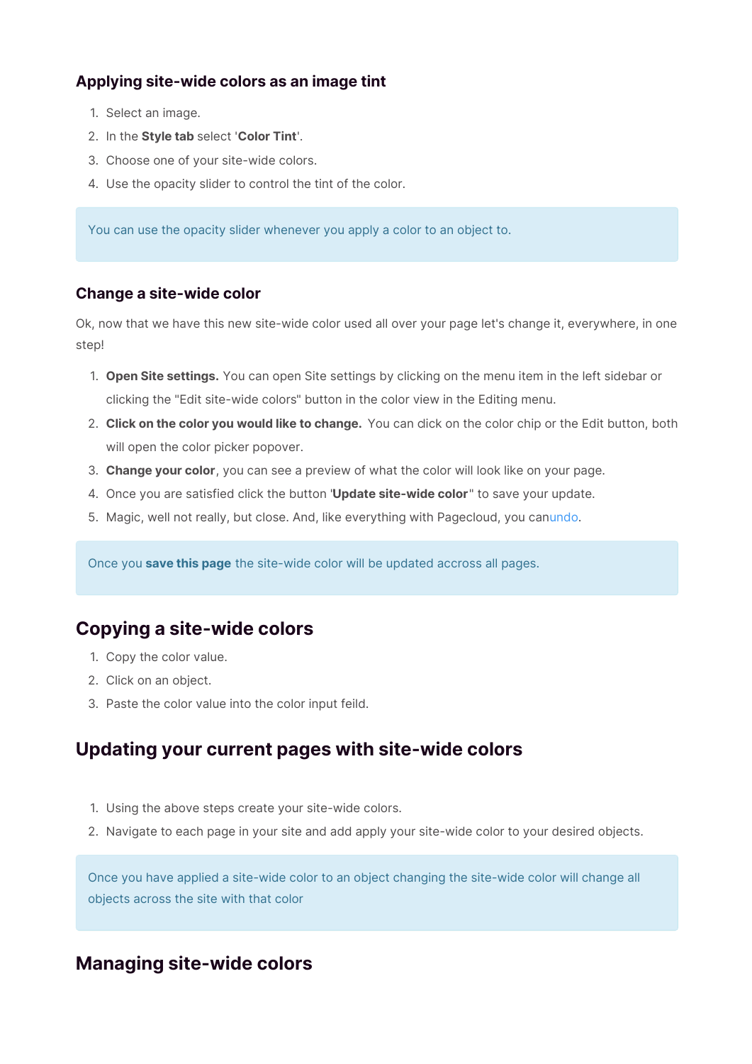### Applying site-wide colors as an image tint

1. Select an image.
2. In the **Style tab** select '**Color Tint**'.
3. Choose one of your site-wide colors.
4. Use the opacity slider to control the tint of the color.

> You can use the opacity slider whenever you apply a color to an object to.

### Change a site-wide color

Ok, now that we have this new site-wide color used all over your page let's change it, everywhere, in one step!

1. **Open Site settings.** You can open Site settings by clicking on the menu item in the left sidebar or clicking the "Edit site-wide colors" button in the color view in the Editing menu.
2. **Click on the color you would like to change.** You can click on the color chip or the Edit button, both will open the color picker popover.
3. **Change your color**, you can see a preview of what the color will look like on your page.
4. Once you are satisfied click the button '**Update site-wide color**" to save your update.
5. Magic, well not really, but close. And, like everything with Pagecloud, you canundo.

> Once you **save this page** the site-wide color will be updated accross all pages.

## Copying a site-wide colors

1. Copy the color value.
2. Click on an object.
3. Paste the color value into the color input feild.

## Updating your current pages with site-wide colors

1. Using the above steps create your site-wide colors.
2. Navigate to each page in your site and add apply your site-wide color to your desired objects.

> Once you have applied a site-wide color to an object changing the site-wide color will change all objects across the site with that color

## Managing site-wide colors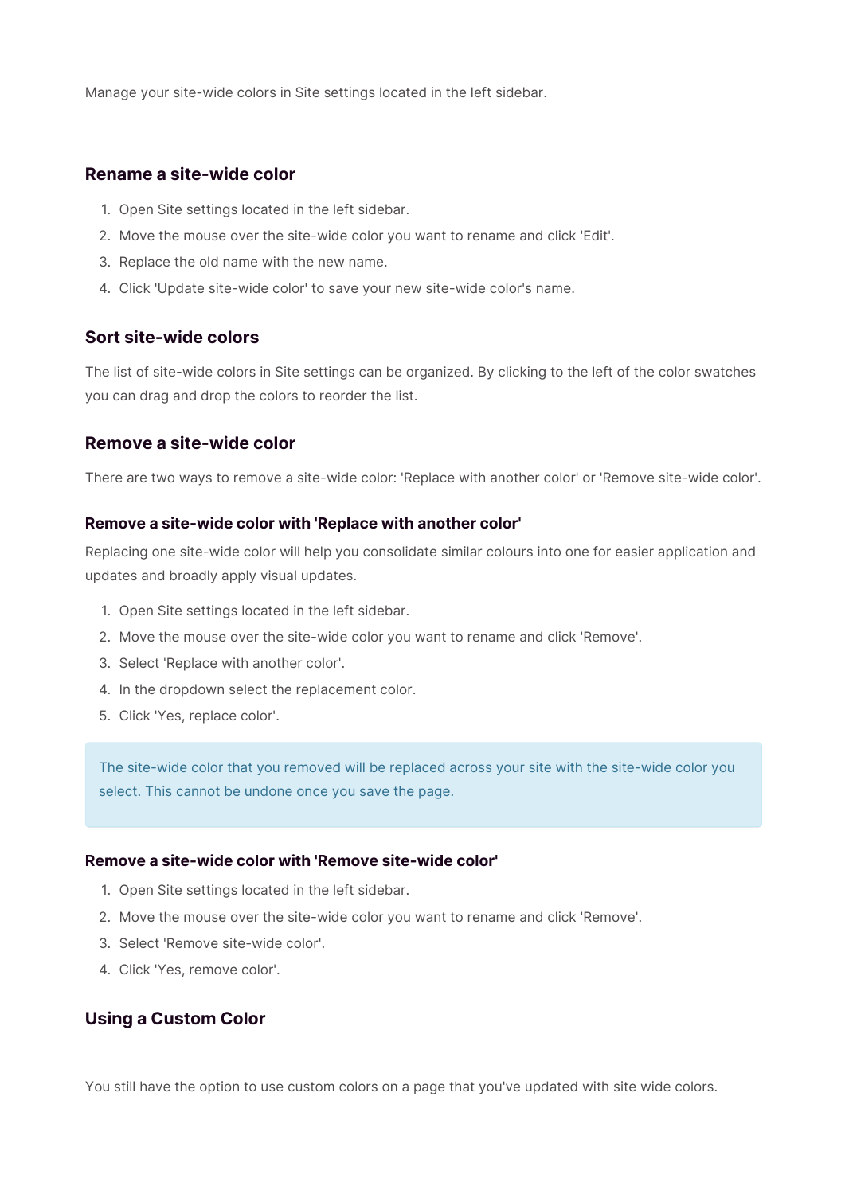Manage your site-wide colors in Site settings located in the left sidebar.

## Rename a site-wide color

1. Open Site settings located in the left sidebar.
2. Move the mouse over the site-wide color you want to rename and click 'Edit'.
3. Replace the old name with the new name.
4. Click 'Update site-wide color' to save your new site-wide color's name.

## Sort site-wide colors

The list of site-wide colors in Site settings can be organized. By clicking to the left of the color swatches you can drag and drop the colors to reorder the list.

## Remove a site-wide color

There are two ways to remove a site-wide color: 'Replace with another color' or 'Remove site-wide color'.

### Remove a site-wide color with 'Replace with another color'

Replacing one site-wide color will help you consolidate similar colours into one for easier application and updates and broadly apply visual updates.

1. Open Site settings located in the left sidebar.
2. Move the mouse over the site-wide color you want to rename and click 'Remove'.
3. Select 'Replace with another color'.
4. In the dropdown select the replacement color.
5. Click 'Yes, replace color'.

> The site-wide color that you removed will be replaced across your site with the site-wide color you select. This cannot be undone once you save the page.

### Remove a site-wide color with 'Remove site-wide color'

1. Open Site settings located in the left sidebar.
2. Move the mouse over the site-wide color you want to rename and click 'Remove'.
3. Select 'Remove site-wide color'.
4. Click 'Yes, remove color'.

## Using a Custom Color

You still have the option to use custom colors on a page that you've updated with site wide colors.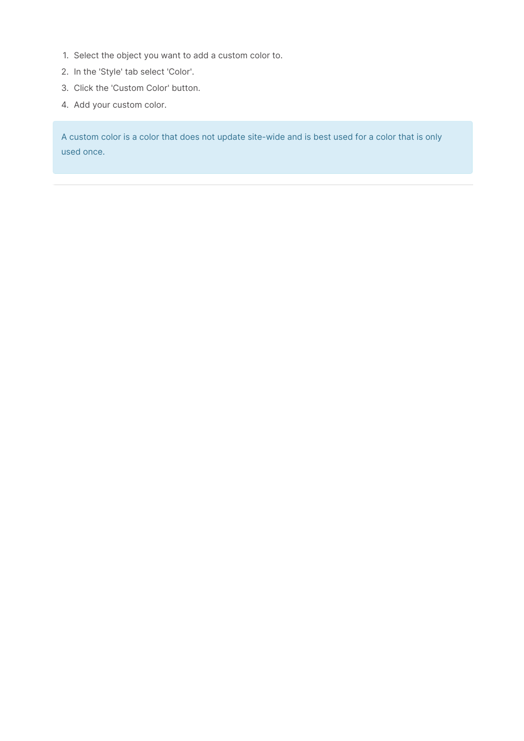1. Select the object you want to add a custom color to.
2. In the 'Style' tab select 'Color'.
3. Click the 'Custom Color' button.
4. Add your custom color.

> A custom color is a color that does not update site-wide and is best used for a color that is only used once.

---